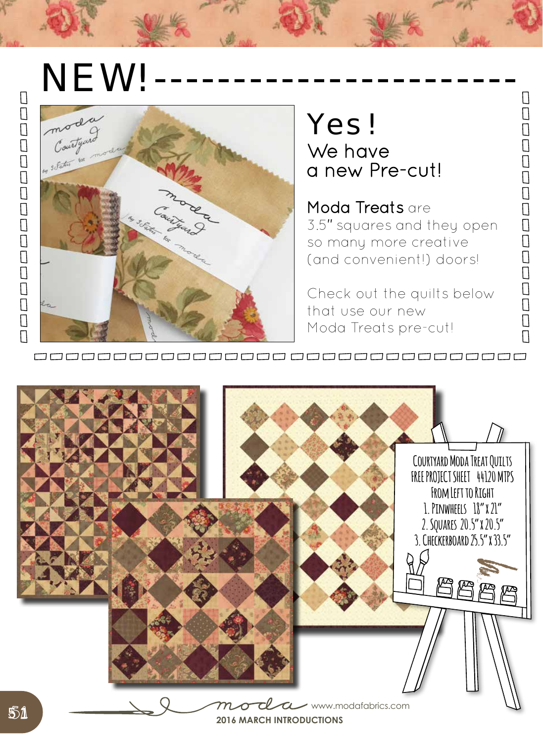# NEW!

## Yes!

We have a new Pre-cut!

**Moda Treats** are 3.5" squares and they open so many more creative (and convenient!) doors!

Check out the quilts below that use our new Moda Treats pre-cut!

COURTYARD MODA TREAT QUILTS
FREE PROJECT SHEET 44120 MTPS
FROM LEFT TO RIGHT

1. PINWHEELS 18" x 21"
2. SQUARES 20.5" x 20.5"
3. CHECKERBOARD 25.5" x 33.5"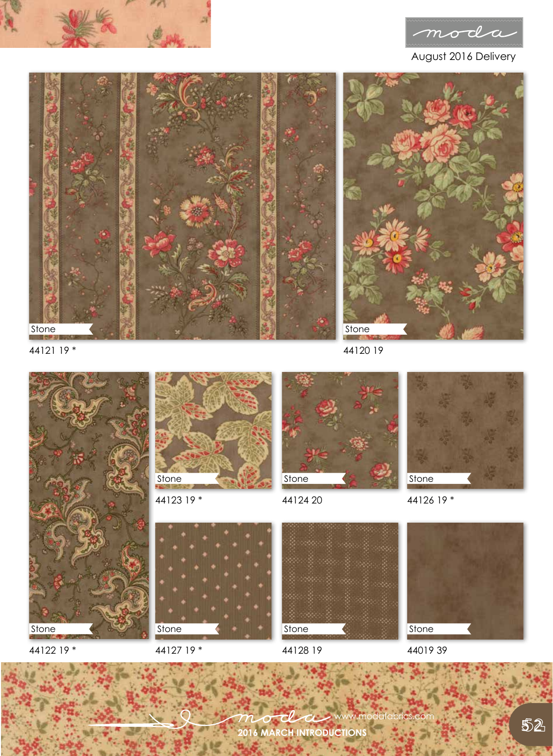moda

August 2016 Delivery

Stone

44121 19 *

Stone

44120 19

Stone

44122 19 *

Stone

44123 19 *

Stone

44124 20

Stone

44126 19 *

Stone

44127 19 *

Stone

44128 19

Stone

44019 39

moda www.modafabrics.com

2016 MARCH INTRODUCTIONS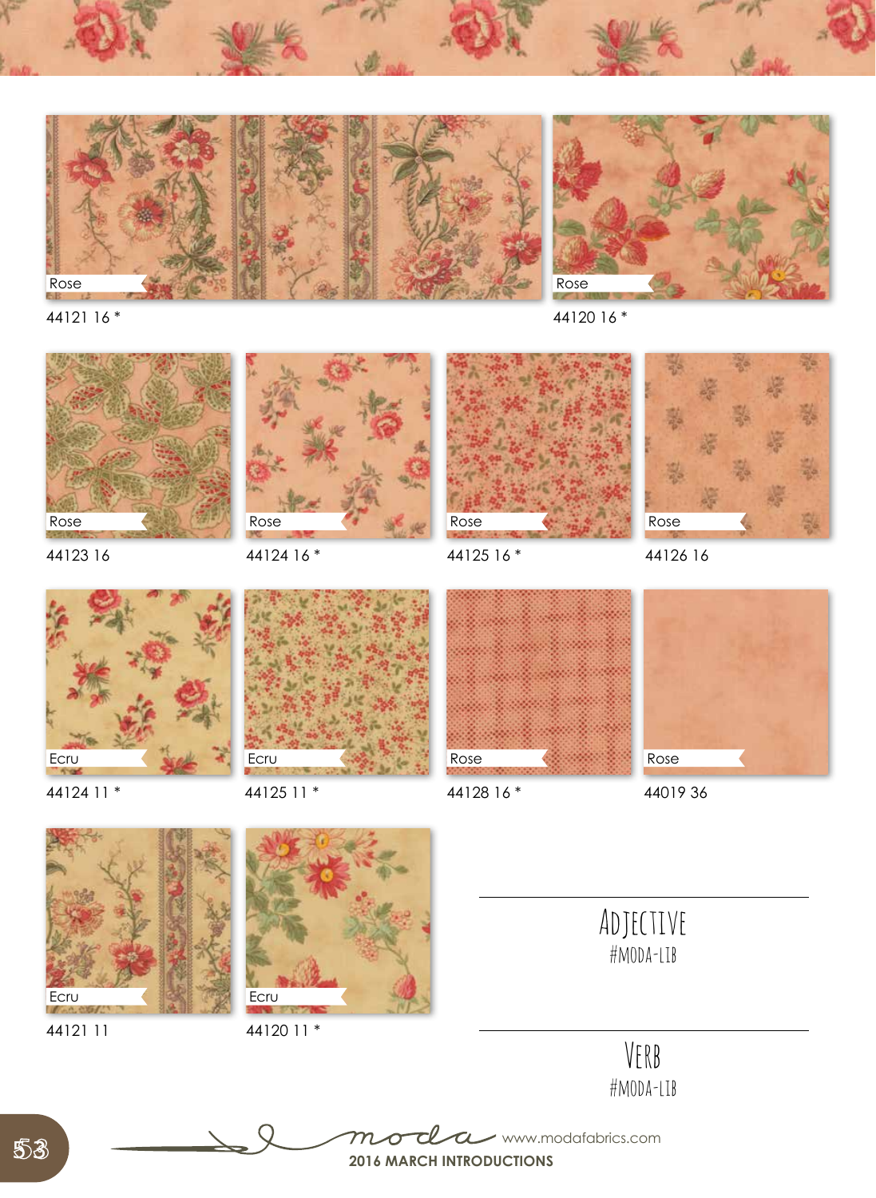Rose

44121 16 *

Rose

44120 16 *

Rose

44123 16

Rose

44124 16 *

Rose

44125 16 *

Rose

44126 16

Ecru

44124 11 *

Ecru

44125 11 *

Rose

44128 16 *

Rose

44019 36

Ecru

44121 11

Ecru

44120 11 *

ADJECTIVE
#MODA-LIB

VERB
#MODA-LIB

moda www.modafabrics.com

**2016 MARCH INTRODUCTIONS**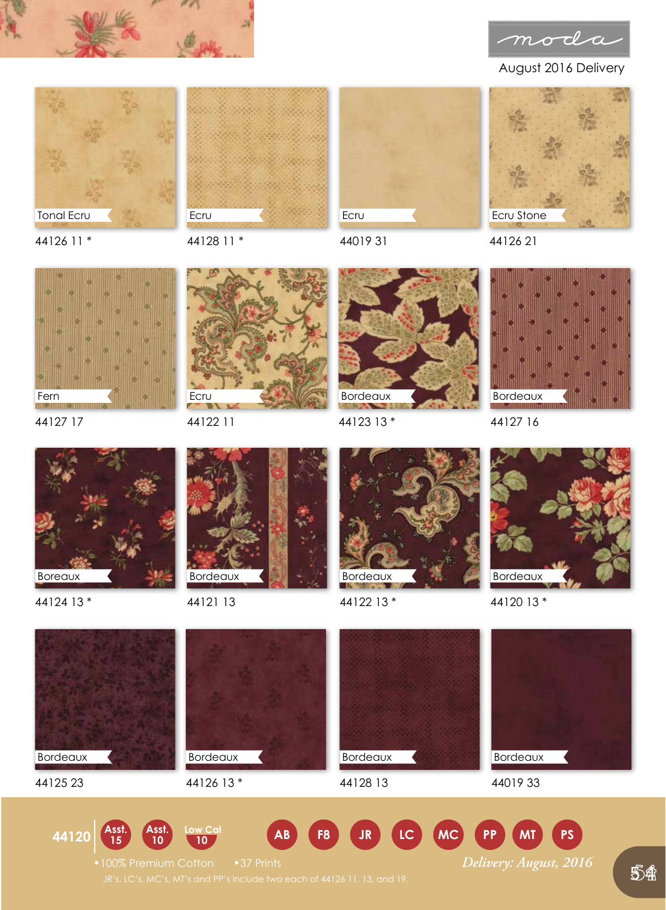moda

August 2016 Delivery

| | | | |
|---|---|---|---|
| Tonal Ecru<br>44126 11 * | Ecru<br>44128 11 * | Ecru<br>44019 31 | Ecru Stone<br>44126 21 |
| Fern<br>44127 17 | Ecru<br>44122 11 | Bordeaux<br>44123 13 * | Bordeaux<br>44127 16 |
| Boreaux<br>44124 13 * | Bordeaux<br>44121 13 | Bordeaux<br>44122 13 * | Bordeaux<br>44120 13 * |
| Bordeaux<br>44125 23 | Bordeaux<br>44126 13 * | Bordeaux<br>44128 13 | Bordeaux<br>44019 33 |

**44120** | Asst. 15 | Asst. 10 | Low Cal 10 | AB | F8 | JR | LC | MC | PP | MT | PS

- 100% Premium Cotton
- 37 Prints

JR's, LC's, MC's, MT's and PP's include two each of 44126 11, 13, and 19.

*Delivery: August, 2016*